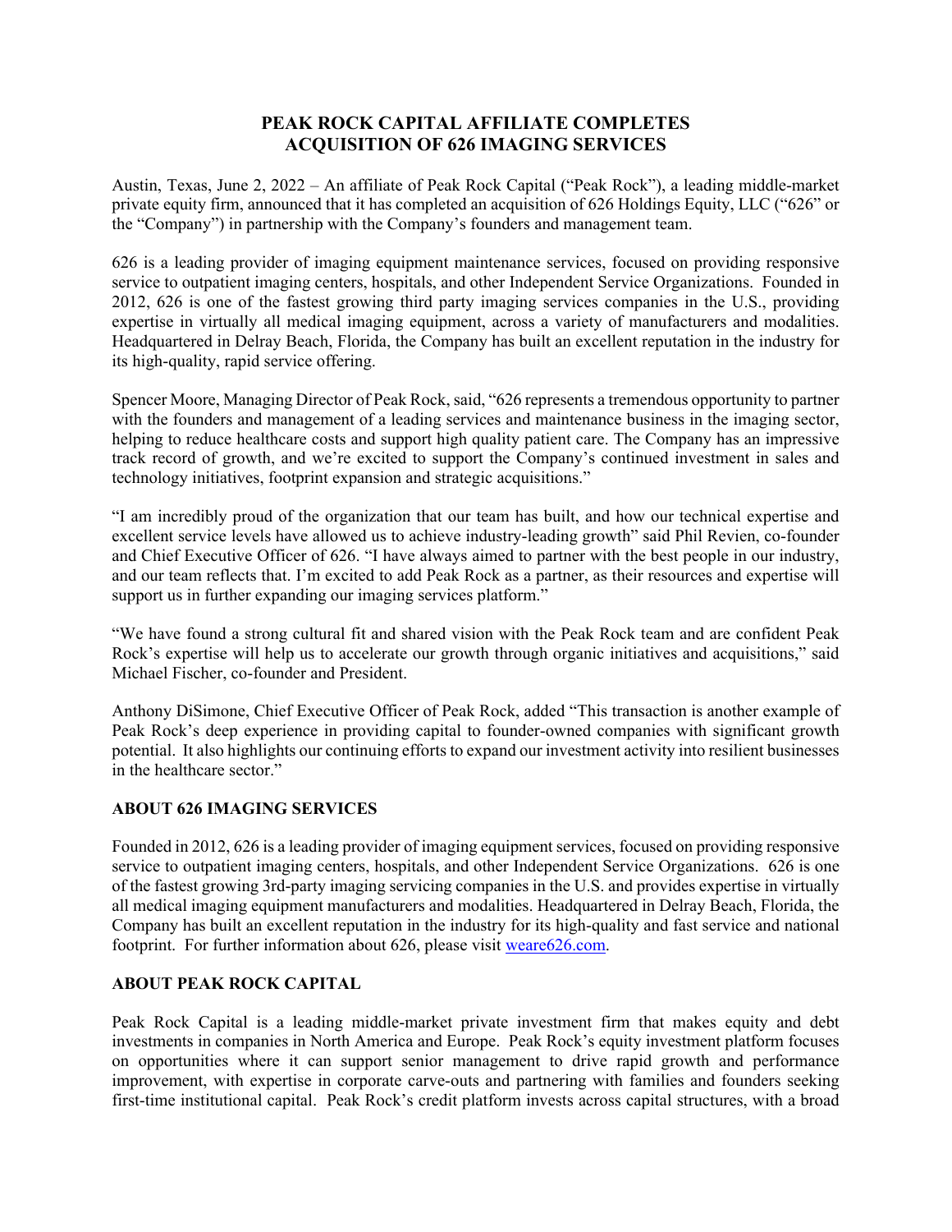# PEAK ROCK CAPITAL AFFILIATE COMPLETES ACQUISITION OF 626 IMAGING SERVICES

Austin, Texas, June 2, 2022 – An affiliate of Peak Rock Capital ("Peak Rock"), a leading middle-market private equity firm, announced that it has completed an acquisition of 626 Holdings Equity, LLC ("626" or the "Company") in partnership with the Company's founders and management team.

626 is a leading provider of imaging equipment maintenance services, focused on providing responsive service to outpatient imaging centers, hospitals, and other Independent Service Organizations. Founded in 2012, 626 is one of the fastest growing third party imaging services companies in the U.S., providing expertise in virtually all medical imaging equipment, across a variety of manufacturers and modalities. Headquartered in Delray Beach, Florida, the Company has built an excellent reputation in the industry for its high-quality, rapid service offering.

Spencer Moore, Managing Director of Peak Rock, said, "626 represents a tremendous opportunity to partner with the founders and management of a leading services and maintenance business in the imaging sector, helping to reduce healthcare costs and support high quality patient care. The Company has an impressive track record of growth, and we're excited to support the Company's continued investment in sales and technology initiatives, footprint expansion and strategic acquisitions."

"I am incredibly proud of the organization that our team has built, and how our technical expertise and excellent service levels have allowed us to achieve industry-leading growth" said Phil Revien, co-founder and Chief Executive Officer of 626. "I have always aimed to partner with the best people in our industry, and our team reflects that. I'm excited to add Peak Rock as a partner, as their resources and expertise will support us in further expanding our imaging services platform."

"We have found a strong cultural fit and shared vision with the Peak Rock team and are confident Peak Rock's expertise will help us to accelerate our growth through organic initiatives and acquisitions," said Michael Fischer, co-founder and President.

Anthony DiSimone, Chief Executive Officer of Peak Rock, added "This transaction is another example of Peak Rock's deep experience in providing capital to founder-owned companies with significant growth potential. It also highlights our continuing efforts to expand our investment activity into resilient businesses in the healthcare sector."

## ABOUT 626 IMAGING SERVICES

Founded in 2012, 626 is a leading provider of imaging equipment services, focused on providing responsive service to outpatient imaging centers, hospitals, and other Independent Service Organizations. 626 is one of the fastest growing 3rd-party imaging servicing companies in the U.S. and provides expertise in virtually all medical imaging equipment manufacturers and modalities. Headquartered in Delray Beach, Florida, the Company has built an excellent reputation in the industry for its high-quality and fast service and national footprint. For further information about 626, please visit weare626.com.

## ABOUT PEAK ROCK CAPITAL

Peak Rock Capital is a leading middle-market private investment firm that makes equity and debt investments in companies in North America and Europe. Peak Rock's equity investment platform focuses on opportunities where it can support senior management to drive rapid growth and performance improvement, with expertise in corporate carve-outs and partnering with families and founders seeking first-time institutional capital. Peak Rock's credit platform invests across capital structures, with a broad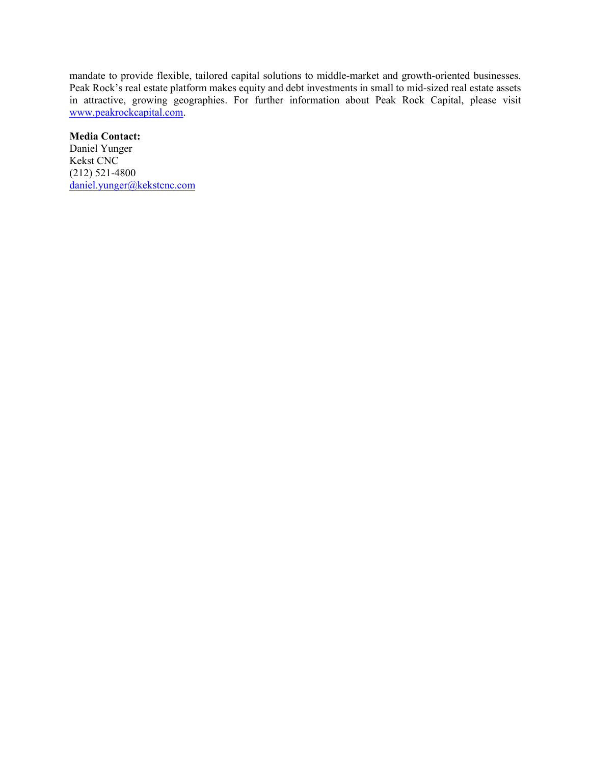mandate to provide flexible, tailored capital solutions to middle-market and growth-oriented businesses. Peak Rock's real estate platform makes equity and debt investments in small to mid-sized real estate assets in attractive, growing geographies. For further information about Peak Rock Capital, please visit [www.peakrockcapital.com](http://www.peakrockcapital.com).

**Media Contact:**
Daniel Yunger
Kekst CNC
(212) 521-4800
[daniel.yunger@kekstcnc.com](mailto:daniel.yunger@kekstcnc.com)